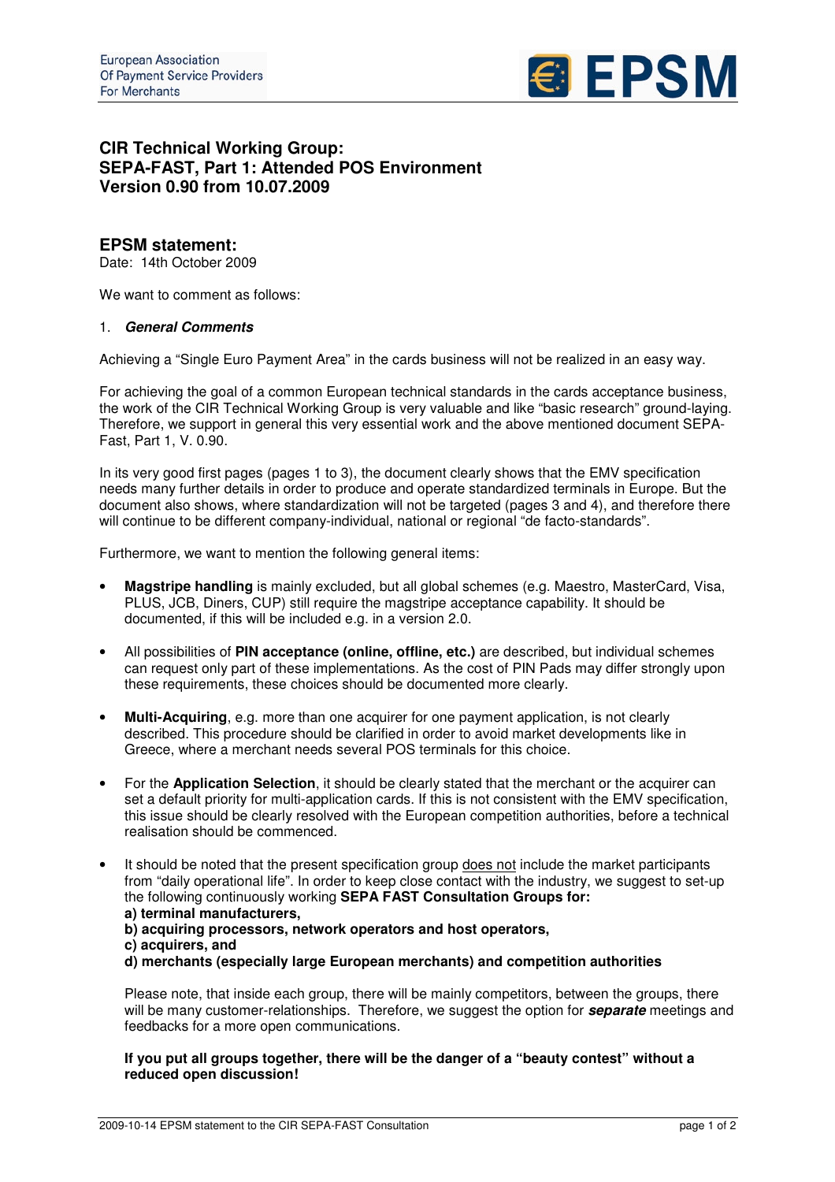European Association
Of Payment Service Providers
For Merchants

EPSM

# CIR Technical Working Group: SEPA-FAST, Part 1: Attended POS Environment Version 0.90 from 10.07.2009

## EPSM statement:

Date: 14th October 2009

We want to comment as follows:

### 1. *General Comments*

Achieving a "Single Euro Payment Area" in the cards business will not be realized in an easy way.

For achieving the goal of a common European technical standards in the cards acceptance business, the work of the CIR Technical Working Group is very valuable and like "basic research" ground-laying. Therefore, we support in general this very essential work and the above mentioned document SEPA-Fast, Part 1, V. 0.90.

In its very good first pages (pages 1 to 3), the document clearly shows that the EMV specification needs many further details in order to produce and operate standardized terminals in Europe. But the document also shows, where standardization will not be targeted (pages 3 and 4), and therefore there will continue to be different company-individual, national or regional "de facto-standards".

Furthermore, we want to mention the following general items:

- **Magstripe handling** is mainly excluded, but all global schemes (e.g. Maestro, MasterCard, Visa, PLUS, JCB, Diners, CUP) still require the magstripe acceptance capability. It should be documented, if this will be included e.g. in a version 2.0.
- All possibilities of **PIN acceptance (online, offline, etc.)** are described, but individual schemes can request only part of these implementations. As the cost of PIN Pads may differ strongly upon these requirements, these choices should be documented more clearly.
- **Multi-Acquiring**, e.g. more than one acquirer for one payment application, is not clearly described. This procedure should be clarified in order to avoid market developments like in Greece, where a merchant needs several POS terminals for this choice.
- For the **Application Selection**, it should be clearly stated that the merchant or the acquirer can set a default priority for multi-application cards. If this is not consistent with the EMV specification, this issue should be clearly resolved with the European competition authorities, before a technical realisation should be commenced.
- It should be noted that the present specification group <u>does not</u> include the market participants from "daily operational life". In order to keep close contact with the industry, we suggest to set-up the following continuously working **SEPA FAST Consultation Groups for:**
  **a) terminal manufacturers,**
  **b) acquiring processors, network operators and host operators,**
  **c) acquirers, and**
  **d) merchants (especially large European merchants) and competition authorities**

  Please note, that inside each group, there will be mainly competitors, between the groups, there will be many customer-relationships. Therefore, we suggest the option for ***separate*** meetings and feedbacks for a more open communications.

  **If you put all groups together, there will be the danger of a "beauty contest" without a reduced open discussion!**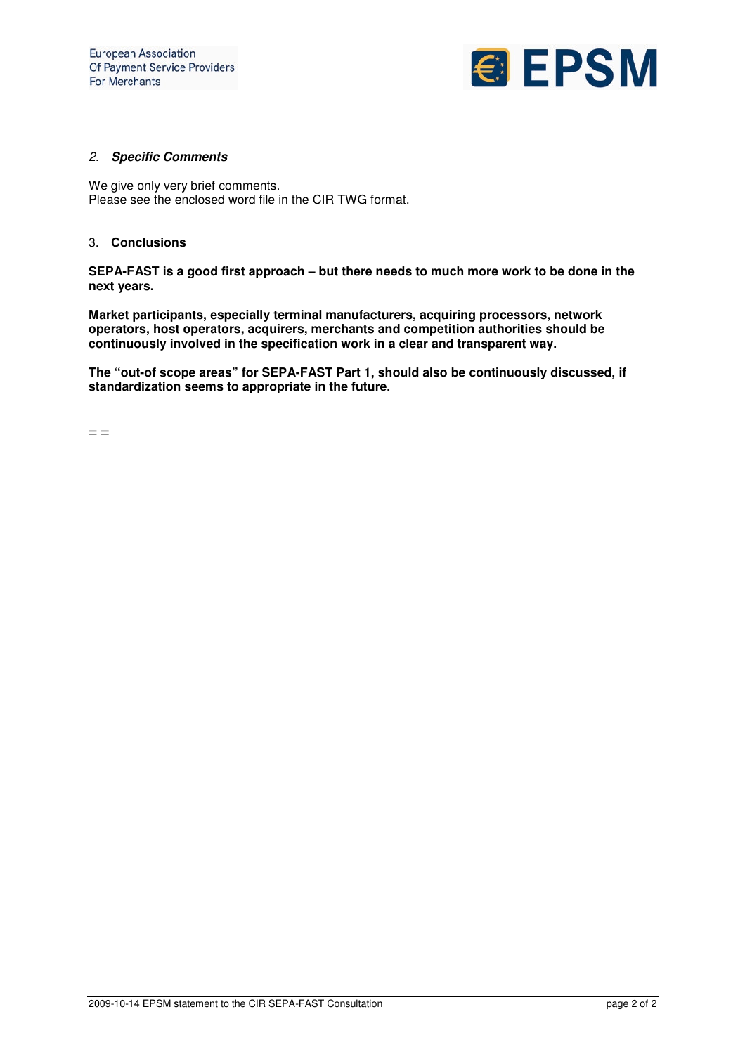## *2. Specific Comments*

We give only very brief comments.
Please see the enclosed word file in the CIR TWG format.

## 3. Conclusions

**SEPA-FAST is a good first approach – but there needs to much more work to be done in the next years.**

**Market participants, especially terminal manufacturers, acquiring processors, network operators, host operators, acquirers, merchants and competition authorities should be continuously involved in the specification work in a clear and transparent way.**

**The "out-of scope areas" for SEPA-FAST Part 1, should also be continuously discussed, if standardization seems to appropriate in the future.**

= =